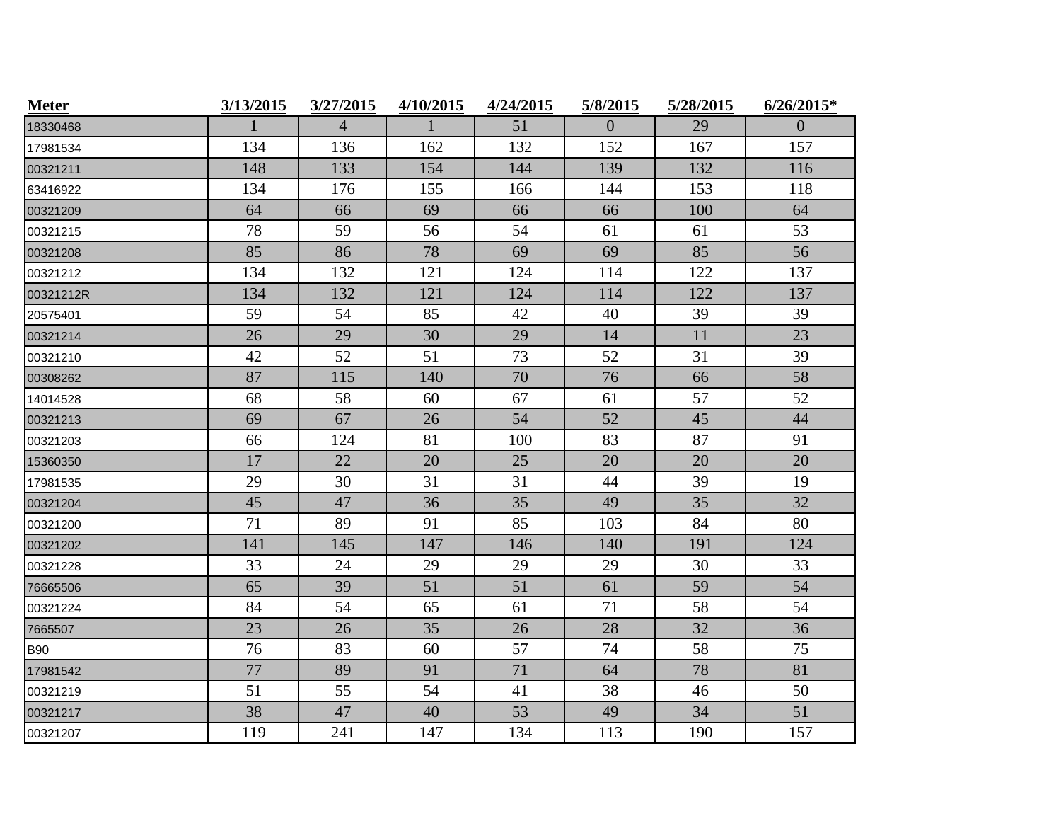| Meter | 3/13/2015 | 3/27/2015 | 4/10/2015 | 4/24/2015 | 5/8/2015 | 5/28/2015 | 6/26/2015* |
|---|---|---|---|---|---|---|---|
| 18330468 | 1 | 4 | 1 | 51 | 0 | 29 | 0 |
| 17981534 | 134 | 136 | 162 | 132 | 152 | 167 | 157 |
| 00321211 | 148 | 133 | 154 | 144 | 139 | 132 | 116 |
| 63416922 | 134 | 176 | 155 | 166 | 144 | 153 | 118 |
| 00321209 | 64 | 66 | 69 | 66 | 66 | 100 | 64 |
| 00321215 | 78 | 59 | 56 | 54 | 61 | 61 | 53 |
| 00321208 | 85 | 86 | 78 | 69 | 69 | 85 | 56 |
| 00321212 | 134 | 132 | 121 | 124 | 114 | 122 | 137 |
| 00321212R | 134 | 132 | 121 | 124 | 114 | 122 | 137 |
| 20575401 | 59 | 54 | 85 | 42 | 40 | 39 | 39 |
| 00321214 | 26 | 29 | 30 | 29 | 14 | 11 | 23 |
| 00321210 | 42 | 52 | 51 | 73 | 52 | 31 | 39 |
| 00308262 | 87 | 115 | 140 | 70 | 76 | 66 | 58 |
| 14014528 | 68 | 58 | 60 | 67 | 61 | 57 | 52 |
| 00321213 | 69 | 67 | 26 | 54 | 52 | 45 | 44 |
| 00321203 | 66 | 124 | 81 | 100 | 83 | 87 | 91 |
| 15360350 | 17 | 22 | 20 | 25 | 20 | 20 | 20 |
| 17981535 | 29 | 30 | 31 | 31 | 44 | 39 | 19 |
| 00321204 | 45 | 47 | 36 | 35 | 49 | 35 | 32 |
| 00321200 | 71 | 89 | 91 | 85 | 103 | 84 | 80 |
| 00321202 | 141 | 145 | 147 | 146 | 140 | 191 | 124 |
| 00321228 | 33 | 24 | 29 | 29 | 29 | 30 | 33 |
| 76665506 | 65 | 39 | 51 | 51 | 61 | 59 | 54 |
| 00321224 | 84 | 54 | 65 | 61 | 71 | 58 | 54 |
| 7665507 | 23 | 26 | 35 | 26 | 28 | 32 | 36 |
| B90 | 76 | 83 | 60 | 57 | 74 | 58 | 75 |
| 17981542 | 77 | 89 | 91 | 71 | 64 | 78 | 81 |
| 00321219 | 51 | 55 | 54 | 41 | 38 | 46 | 50 |
| 00321217 | 38 | 47 | 40 | 53 | 49 | 34 | 51 |
| 00321207 | 119 | 241 | 147 | 134 | 113 | 190 | 157 |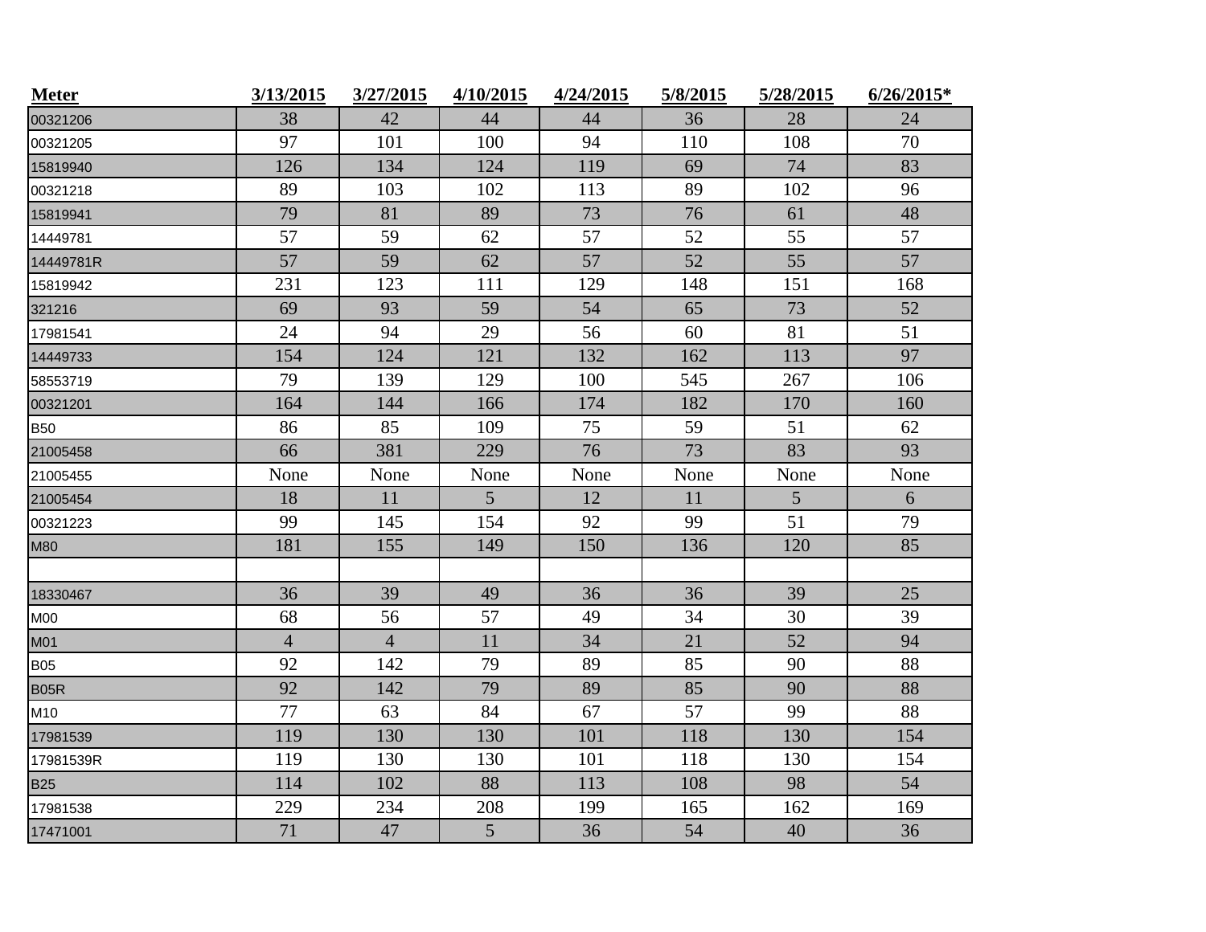| Meter | 3/13/2015 | 3/27/2015 | 4/10/2015 | 4/24/2015 | 5/8/2015 | 5/28/2015 | 6/26/2015* |
|---|---|---|---|---|---|---|---|
| 00321206 | 38 | 42 | 44 | 44 | 36 | 28 | 24 |
| 00321205 | 97 | 101 | 100 | 94 | 110 | 108 | 70 |
| 15819940 | 126 | 134 | 124 | 119 | 69 | 74 | 83 |
| 00321218 | 89 | 103 | 102 | 113 | 89 | 102 | 96 |
| 15819941 | 79 | 81 | 89 | 73 | 76 | 61 | 48 |
| 14449781 | 57 | 59 | 62 | 57 | 52 | 55 | 57 |
| 14449781R | 57 | 59 | 62 | 57 | 52 | 55 | 57 |
| 15819942 | 231 | 123 | 111 | 129 | 148 | 151 | 168 |
| 321216 | 69 | 93 | 59 | 54 | 65 | 73 | 52 |
| 17981541 | 24 | 94 | 29 | 56 | 60 | 81 | 51 |
| 14449733 | 154 | 124 | 121 | 132 | 162 | 113 | 97 |
| 58553719 | 79 | 139 | 129 | 100 | 545 | 267 | 106 |
| 00321201 | 164 | 144 | 166 | 174 | 182 | 170 | 160 |
| B50 | 86 | 85 | 109 | 75 | 59 | 51 | 62 |
| 21005458 | 66 | 381 | 229 | 76 | 73 | 83 | 93 |
| 21005455 | None | None | None | None | None | None | None |
| 21005454 | 18 | 11 | 5 | 12 | 11 | 5 | 6 |
| 00321223 | 99 | 145 | 154 | 92 | 99 | 51 | 79 |
| M80 | 181 | 155 | 149 | 150 | 136 | 120 | 85 |
| | | | | | | | |
| 18330467 | 36 | 39 | 49 | 36 | 36 | 39 | 25 |
| M00 | 68 | 56 | 57 | 49 | 34 | 30 | 39 |
| M01 | 4 | 4 | 11 | 34 | 21 | 52 | 94 |
| B05 | 92 | 142 | 79 | 89 | 85 | 90 | 88 |
| B05R | 92 | 142 | 79 | 89 | 85 | 90 | 88 |
| M10 | 77 | 63 | 84 | 67 | 57 | 99 | 88 |
| 17981539 | 119 | 130 | 130 | 101 | 118 | 130 | 154 |
| 17981539R | 119 | 130 | 130 | 101 | 118 | 130 | 154 |
| B25 | 114 | 102 | 88 | 113 | 108 | 98 | 54 |
| 17981538 | 229 | 234 | 208 | 199 | 165 | 162 | 169 |
| 17471001 | 71 | 47 | 5 | 36 | 54 | 40 | 36 |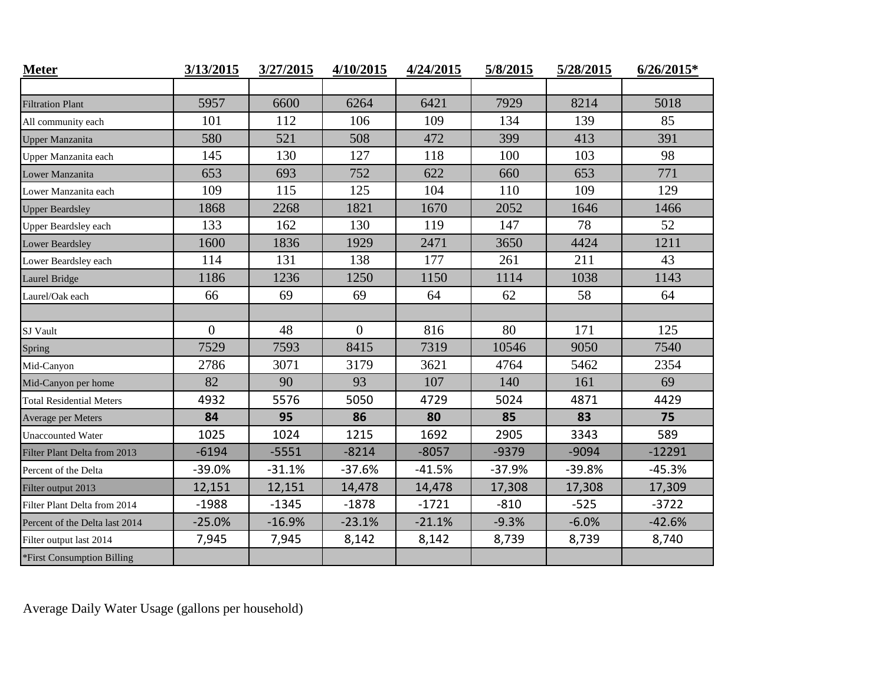| Meter | 3/13/2015 | 3/27/2015 | 4/10/2015 | 4/24/2015 | 5/8/2015 | 5/28/2015 | 6/26/2015* |
|---|---|---|---|---|---|---|---|
| | | | | | | | |
| Filtration Plant | 5957 | 6600 | 6264 | 6421 | 7929 | 8214 | 5018 |
| All community each | 101 | 112 | 106 | 109 | 134 | 139 | 85 |
| Upper Manzanita | 580 | 521 | 508 | 472 | 399 | 413 | 391 |
| Upper Manzanita each | 145 | 130 | 127 | 118 | 100 | 103 | 98 |
| Lower Manzanita | 653 | 693 | 752 | 622 | 660 | 653 | 771 |
| Lower Manzanita each | 109 | 115 | 125 | 104 | 110 | 109 | 129 |
| Upper Beardsley | 1868 | 2268 | 1821 | 1670 | 2052 | 1646 | 1466 |
| Upper Beardsley each | 133 | 162 | 130 | 119 | 147 | 78 | 52 |
| Lower Beardsley | 1600 | 1836 | 1929 | 2471 | 3650 | 4424 | 1211 |
| Lower Beardsley each | 114 | 131 | 138 | 177 | 261 | 211 | 43 |
| Laurel Bridge | 1186 | 1236 | 1250 | 1150 | 1114 | 1038 | 1143 |
| Laurel/Oak each | 66 | 69 | 69 | 64 | 62 | 58 | 64 |
| | | | | | | | |
| SJ Vault | 0 | 48 | 0 | 816 | 80 | 171 | 125 |
| Spring | 7529 | 7593 | 8415 | 7319 | 10546 | 9050 | 7540 |
| Mid-Canyon | 2786 | 3071 | 3179 | 3621 | 4764 | 5462 | 2354 |
| Mid-Canyon per home | 82 | 90 | 93 | 107 | 140 | 161 | 69 |
| Total Residential Meters | 4932 | 5576 | 5050 | 4729 | 5024 | 4871 | 4429 |
| Average per Meters | **84** | **95** | **86** | **80** | **85** | **83** | **75** |
| Unaccounted Water | 1025 | 1024 | 1215 | 1692 | 2905 | 3343 | 589 |
| Filter Plant Delta from 2013 | -6194 | -5551 | -8214 | -8057 | -9379 | -9094 | -12291 |
| Percent of the Delta | -39.0% | -31.1% | -37.6% | -41.5% | -37.9% | -39.8% | -45.3% |
| Filter output 2013 | 12,151 | 12,151 | 14,478 | 14,478 | 17,308 | 17,308 | 17,309 |
| Filter Plant Delta from 2014 | -1988 | -1345 | -1878 | -1721 | -810 | -525 | -3722 |
| Percent of the Delta last 2014 | -25.0% | -16.9% | -23.1% | -21.1% | -9.3% | -6.0% | -42.6% |
| Filter output last 2014 | 7,945 | 7,945 | 8,142 | 8,142 | 8,739 | 8,739 | 8,740 |
| *First Consumption Billing | | | | | | | |

Average Daily Water Usage (gallons per household)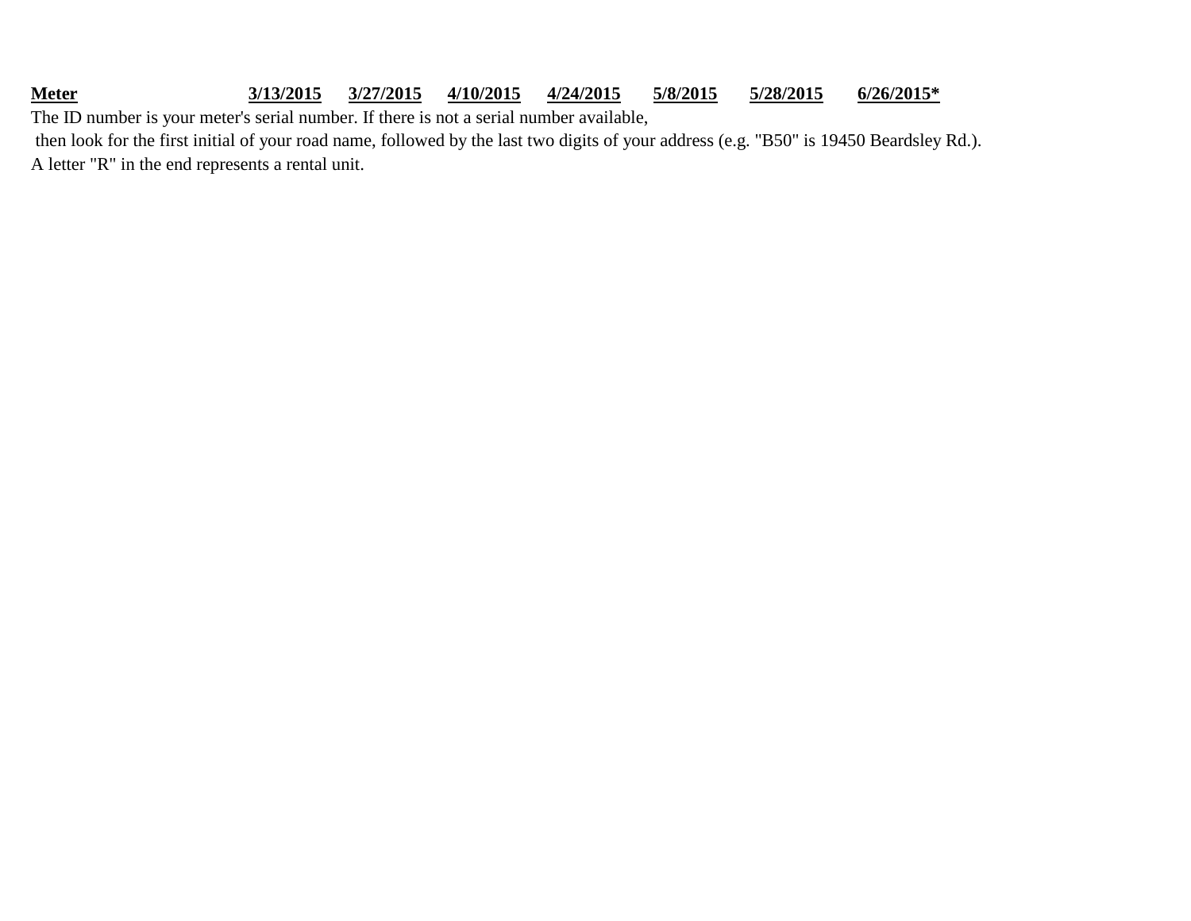| Meter | 3/13/2015 | 3/27/2015 | 4/10/2015 | 4/24/2015 | 5/8/2015 | 5/28/2015 | 6/26/2015* |
|---|---|---|---|---|---|---|---|

The ID number is your meter's serial number. If there is not a serial number available,
then look for the first initial of your road name, followed by the last two digits of your address (e.g. "B50" is 19450 Beardsley Rd.).
A letter "R" in the end represents a rental unit.